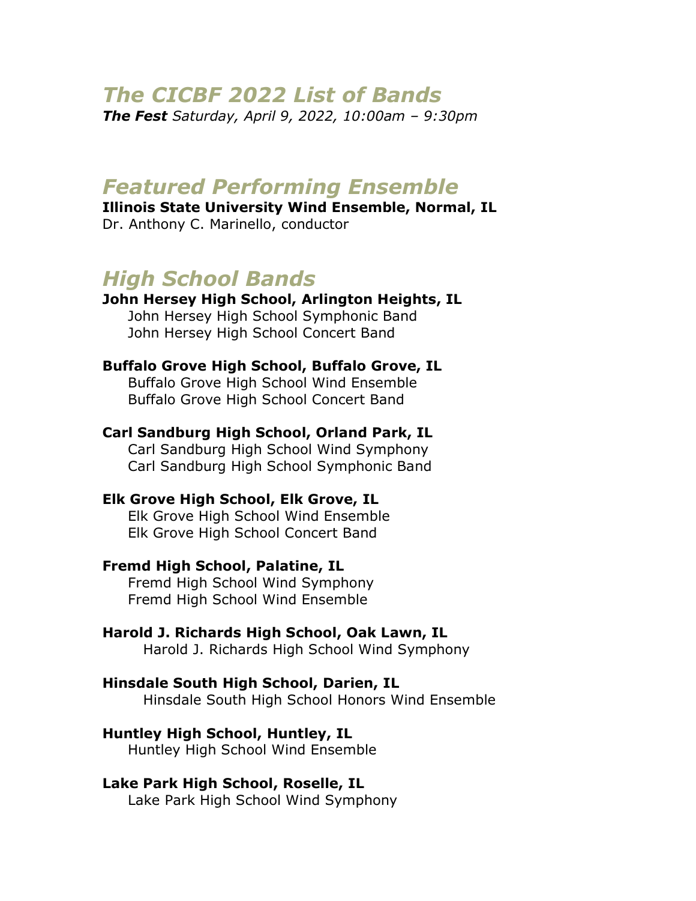# *The CICBF 2022 List of Bands*

***The Fest*** *Saturday, April 9, 2022, 10:00am – 9:30pm*

## *Featured Performing Ensemble*

**Illinois State University Wind Ensemble, Normal, IL**
Dr. Anthony C. Marinello, conductor

## *High School Bands*

**John Hersey High School, Arlington Heights, IL**
John Hersey High School Symphonic Band
John Hersey High School Concert Band

**Buffalo Grove High School, Buffalo Grove, IL**
Buffalo Grove High School Wind Ensemble
Buffalo Grove High School Concert Band

**Carl Sandburg High School, Orland Park, IL**
Carl Sandburg High School Wind Symphony
Carl Sandburg High School Symphonic Band

**Elk Grove High School, Elk Grove, IL**
Elk Grove High School Wind Ensemble
Elk Grove High School Concert Band

**Fremd High School, Palatine, IL**
Fremd High School Wind Symphony
Fremd High School Wind Ensemble

**Harold J. Richards High School, Oak Lawn, IL**
Harold J. Richards High School Wind Symphony

**Hinsdale South High School, Darien, IL**
Hinsdale South High School Honors Wind Ensemble

**Huntley High School, Huntley, IL**
Huntley High School Wind Ensemble

**Lake Park High School, Roselle, IL**
Lake Park High School Wind Symphony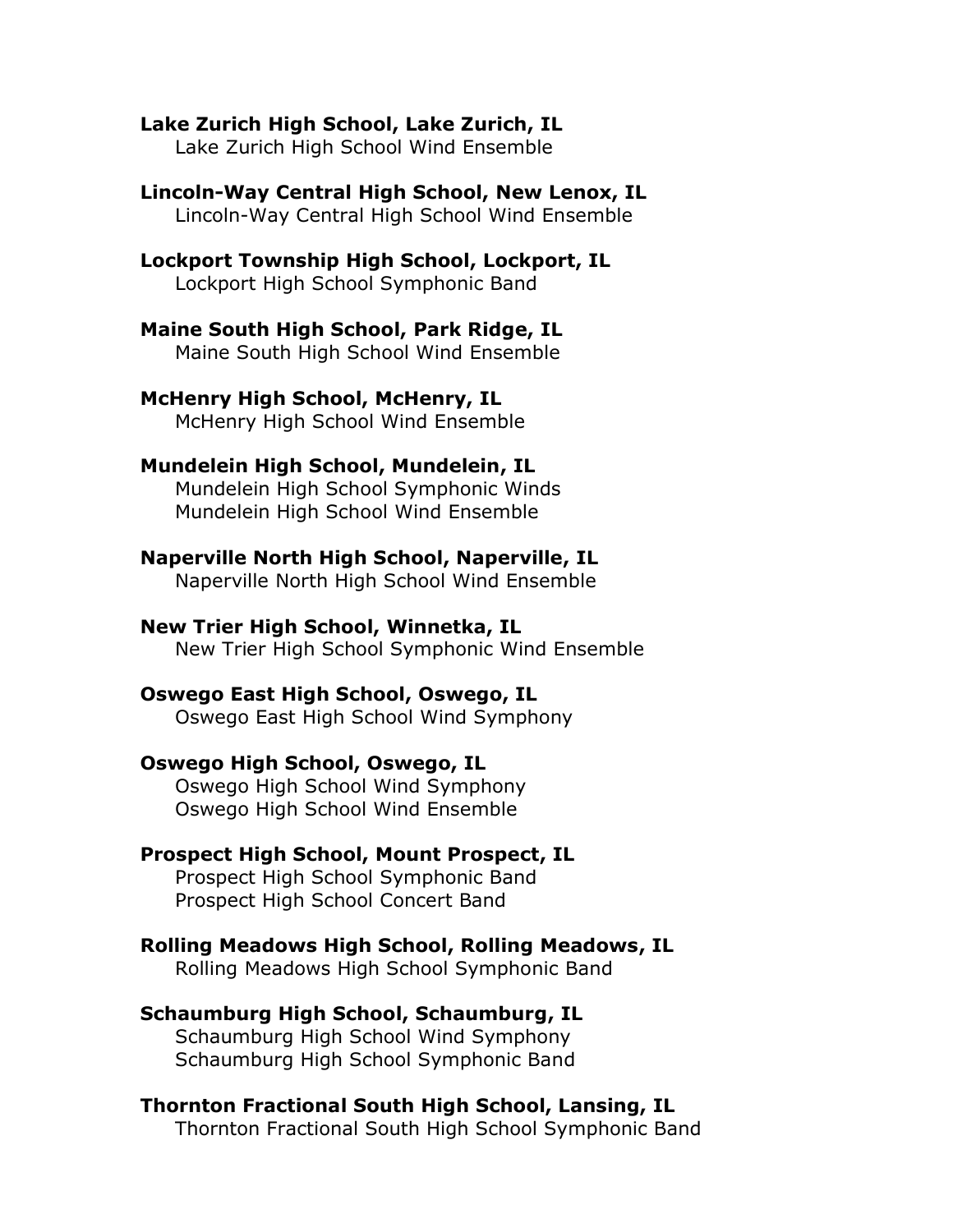**Lake Zurich High School, Lake Zurich, IL**
Lake Zurich High School Wind Ensemble

**Lincoln-Way Central High School, New Lenox, IL**
Lincoln-Way Central High School Wind Ensemble

**Lockport Township High School, Lockport, IL**
Lockport High School Symphonic Band

**Maine South High School, Park Ridge, IL**
Maine South High School Wind Ensemble

**McHenry High School, McHenry, IL**
McHenry High School Wind Ensemble

**Mundelein High School, Mundelein, IL**
Mundelein High School Symphonic Winds
Mundelein High School Wind Ensemble

**Naperville North High School, Naperville, IL**
Naperville North High School Wind Ensemble

**New Trier High School, Winnetka, IL**
New Trier High School Symphonic Wind Ensemble

**Oswego East High School, Oswego, IL**
Oswego East High School Wind Symphony

**Oswego High School, Oswego, IL**
Oswego High School Wind Symphony
Oswego High School Wind Ensemble

**Prospect High School, Mount Prospect, IL**
Prospect High School Symphonic Band
Prospect High School Concert Band

**Rolling Meadows High School, Rolling Meadows, IL**
Rolling Meadows High School Symphonic Band

**Schaumburg High School, Schaumburg, IL**
Schaumburg High School Wind Symphony
Schaumburg High School Symphonic Band

**Thornton Fractional South High School, Lansing, IL**
Thornton Fractional South High School Symphonic Band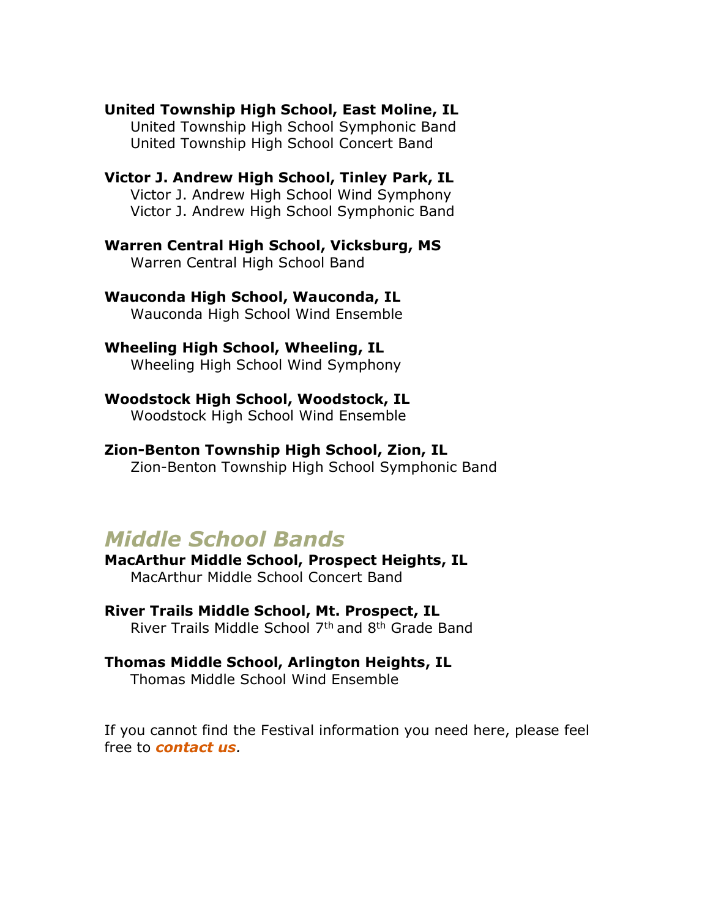**United Township High School, East Moline, IL**
United Township High School Symphonic Band
United Township High School Concert Band

**Victor J. Andrew High School, Tinley Park, IL**
Victor J. Andrew High School Wind Symphony
Victor J. Andrew High School Symphonic Band

**Warren Central High School, Vicksburg, MS**
Warren Central High School Band

**Wauconda High School, Wauconda, IL**
Wauconda High School Wind Ensemble

**Wheeling High School, Wheeling, IL**
Wheeling High School Wind Symphony

**Woodstock High School, Woodstock, IL**
Woodstock High School Wind Ensemble

**Zion-Benton Township High School, Zion, IL**
Zion-Benton Township High School Symphonic Band

## *Middle School Bands*

**MacArthur Middle School, Prospect Heights, IL**
MacArthur Middle School Concert Band

**River Trails Middle School, Mt. Prospect, IL**
River Trails Middle School 7th and 8th Grade Band

**Thomas Middle School, Arlington Heights, IL**
Thomas Middle School Wind Ensemble

If you cannot find the Festival information you need here, please feel free to ***contact us***.